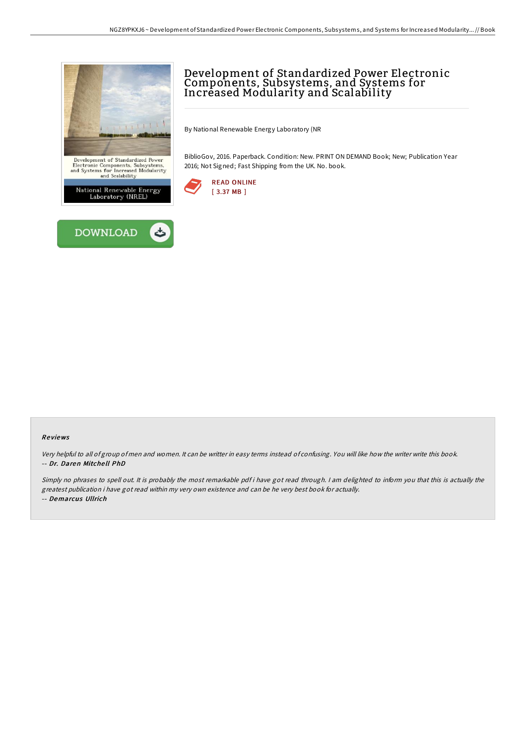# Development of Standardized Power Electronic Components, Subsystems, and Systems for Increased Modularity and Scalability

By National Renewable Energy Laboratory (NR

BiblioGov, 2016. Paperback. Condition: New. PRINT ON DEMAND Book; New; Publication Year 2016; Not Signed; Fast Shipping from the UK. No. book.

READ ONLINE
[ 3.37 MB ]

DOWNLOAD

### Reviews

*Very helpful to all of group of men and women. It can be writter in easy terms instead of confusing. You will like how the writer write this book.*
*-- Dr. Daren Mitchell PhD*

*Simply no phrases to spell out. It is probably the most remarkable pdf i have got read through. I am delighted to inform you that this is actually the greatest publication i have got read within my very own existence and can be he very best book for actually.*
*-- Demarcus Ullrich*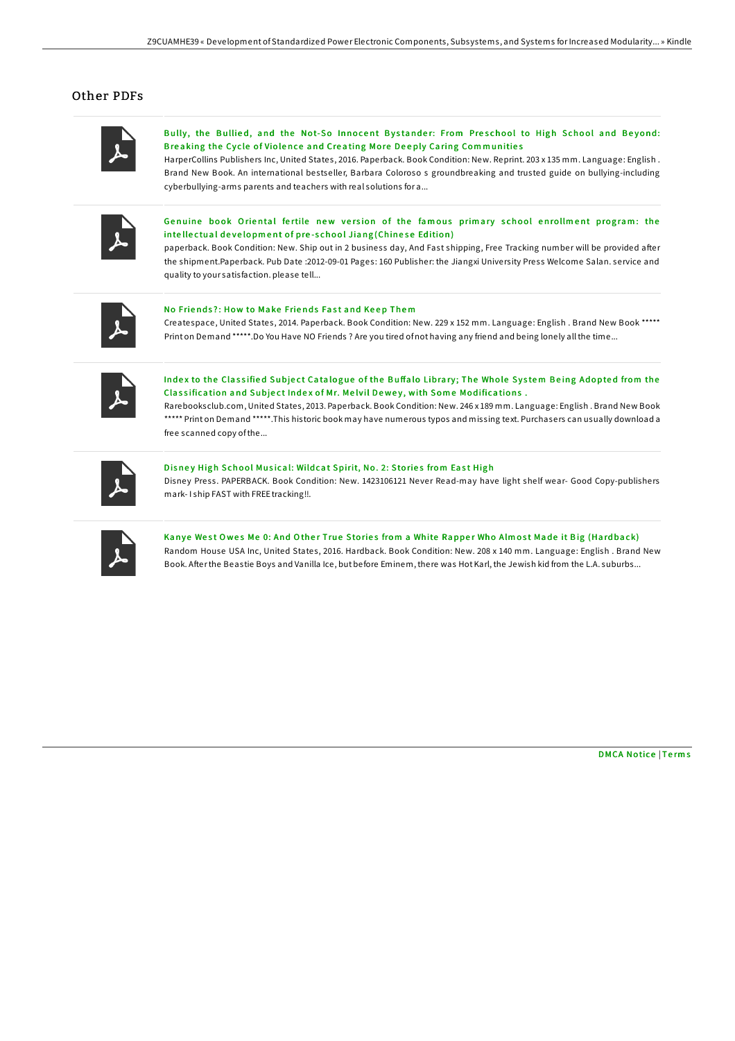## Other PDFs

**Bully, the Bullied, and the Not-So Innocent Bystander: From Preschool to High School and Beyond: Breaking the Cycle of Violence and Creating More Deeply Caring Communities**

HarperCollins Publishers Inc, United States, 2016. Paperback. Book Condition: New. Reprint. 203 x 135 mm. Language: English . Brand New Book. An international bestseller, Barbara Coloroso s groundbreaking and trusted guide on bullying-including cyberbullying-arms parents and teachers with real solutions for a...

**Genuine book Oriental fertile new version of the famous primary school enrollment program: the intellectual development of pre-school Jiang(Chinese Edition)**

paperback. Book Condition: New. Ship out in 2 business day, And Fast shipping, Free Tracking number will be provided after the shipment.Paperback. Pub Date :2012-09-01 Pages: 160 Publisher: the Jiangxi University Press Welcome Salan. service and quality to your satisfaction. please tell...

**No Friends?: How to Make Friends Fast and Keep Them**

Createspace, United States, 2014. Paperback. Book Condition: New. 229 x 152 mm. Language: English . Brand New Book ***** Print on Demand *****.Do You Have NO Friends ? Are you tired of not having any friend and being lonely all the time...

**Index to the Classified Subject Catalogue of the Buffalo Library; The Whole System Being Adopted from the Classification and Subject Index of Mr. Melvil Dewey, with Some Modifications .**

Rarebooksclub.com, United States, 2013. Paperback. Book Condition: New. 246 x 189 mm. Language: English . Brand New Book ***** Print on Demand *****.This historic book may have numerous typos and missing text. Purchasers can usually download a free scanned copy of the...

**Disney High School Musical: Wildcat Spirit, No. 2: Stories from East High**

Disney Press. PAPERBACK. Book Condition: New. 1423106121 Never Read-may have light shelf wear- Good Copy-publishers mark- I ship FAST with FREE tracking!!.

**Kanye West Owes Me 0: And Other True Stories from a White Rapper Who Almost Made it Big (Hardback)**

Random House USA Inc, United States, 2016. Hardback. Book Condition: New. 208 x 140 mm. Language: English . Brand New Book. After the Beastie Boys and Vanilla Ice, but before Eminem, there was Hot Karl, the Jewish kid from the L.A. suburbs...